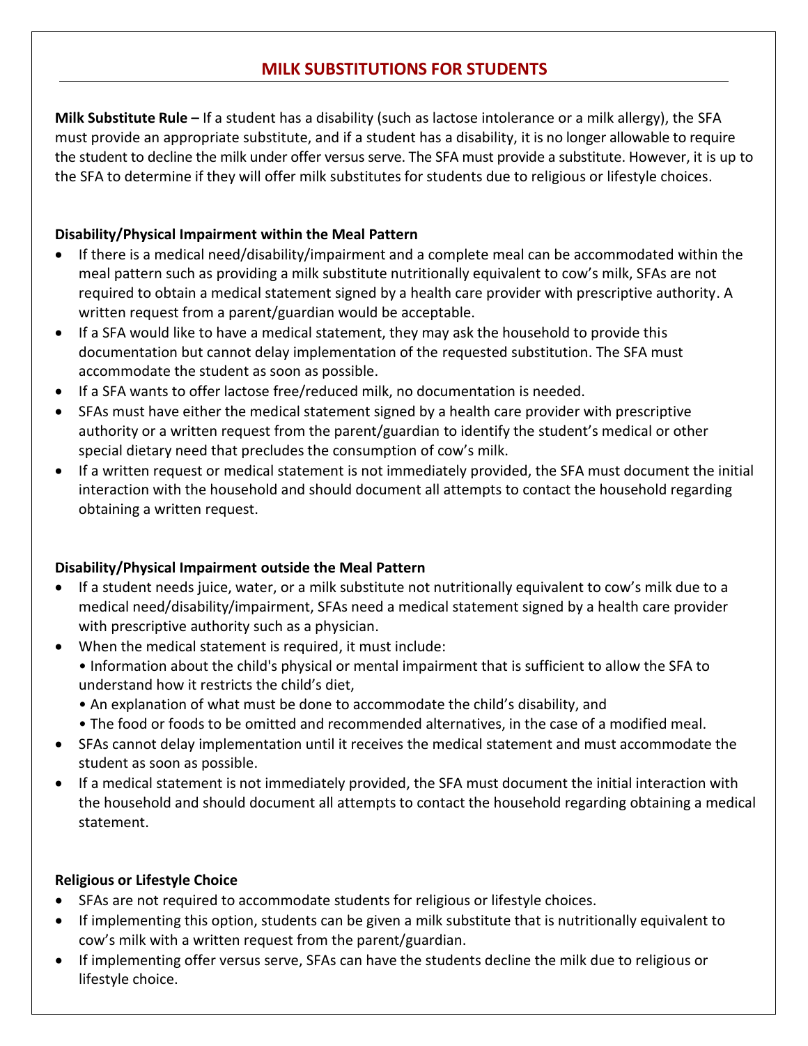# MILK SUBSTITUTIONS FOR STUDENTS

**Milk Substitute Rule –** If a student has a disability (such as lactose intolerance or a milk allergy), the SFA must provide an appropriate substitute, and if a student has a disability, it is no longer allowable to require the student to decline the milk under offer versus serve. The SFA must provide a substitute. However, it is up to the SFA to determine if they will offer milk substitutes for students due to religious or lifestyle choices.

**Disability/Physical Impairment within the Meal Pattern**

- If there is a medical need/disability/impairment and a complete meal can be accommodated within the meal pattern such as providing a milk substitute nutritionally equivalent to cow's milk, SFAs are not required to obtain a medical statement signed by a health care provider with prescriptive authority. A written request from a parent/guardian would be acceptable.
- If a SFA would like to have a medical statement, they may ask the household to provide this documentation but cannot delay implementation of the requested substitution. The SFA must accommodate the student as soon as possible.
- If a SFA wants to offer lactose free/reduced milk, no documentation is needed.
- SFAs must have either the medical statement signed by a health care provider with prescriptive authority or a written request from the parent/guardian to identify the student's medical or other special dietary need that precludes the consumption of cow's milk.
- If a written request or medical statement is not immediately provided, the SFA must document the initial interaction with the household and should document all attempts to contact the household regarding obtaining a written request.

**Disability/Physical Impairment outside the Meal Pattern**

- If a student needs juice, water, or a milk substitute not nutritionally equivalent to cow's milk due to a medical need/disability/impairment, SFAs need a medical statement signed by a health care provider with prescriptive authority such as a physician.
- When the medical statement is required, it must include:
  - Information about the child's physical or mental impairment that is sufficient to allow the SFA to understand how it restricts the child's diet,
  - An explanation of what must be done to accommodate the child's disability, and
  - The food or foods to be omitted and recommended alternatives, in the case of a modified meal.
- SFAs cannot delay implementation until it receives the medical statement and must accommodate the student as soon as possible.
- If a medical statement is not immediately provided, the SFA must document the initial interaction with the household and should document all attempts to contact the household regarding obtaining a medical statement.

**Religious or Lifestyle Choice**

- SFAs are not required to accommodate students for religious or lifestyle choices.
- If implementing this option, students can be given a milk substitute that is nutritionally equivalent to cow's milk with a written request from the parent/guardian.
- If implementing offer versus serve, SFAs can have the students decline the milk due to religious or lifestyle choice.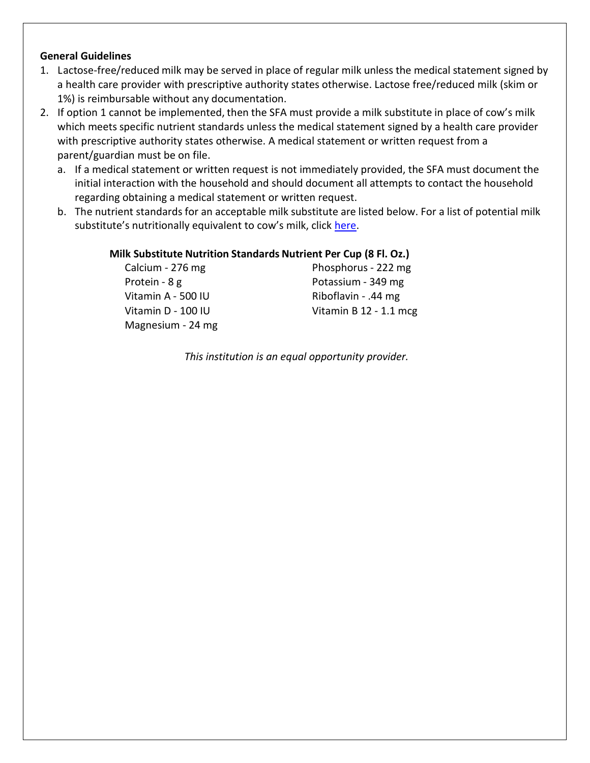**General Guidelines**

1. Lactose-free/reduced milk may be served in place of regular milk unless the medical statement signed by a health care provider with prescriptive authority states otherwise. Lactose free/reduced milk (skim or 1%) is reimbursable without any documentation.
2. If option 1 cannot be implemented, then the SFA must provide a milk substitute in place of cow's milk which meets specific nutrient standards unless the medical statement signed by a health care provider with prescriptive authority states otherwise. A medical statement or written request from a parent/guardian must be on file.
   a. If a medical statement or written request is not immediately provided, the SFA must document the initial interaction with the household and should document all attempts to contact the household regarding obtaining a medical statement or written request.
   b. The nutrient standards for an acceptable milk substitute are listed below. For a list of potential milk substitute's nutritionally equivalent to cow's milk, click here.

**Milk Substitute Nutrition Standards Nutrient Per Cup (8 Fl. Oz.)**

| | |
|---|---|
| Calcium - 276 mg | Phosphorus - 222 mg |
| Protein - 8 g | Potassium - 349 mg |
| Vitamin A - 500 IU | Riboflavin - .44 mg |
| Vitamin D - 100 IU | Vitamin B 12 - 1.1 mcg |
| Magnesium - 24 mg | |

*This institution is an equal opportunity provider.*